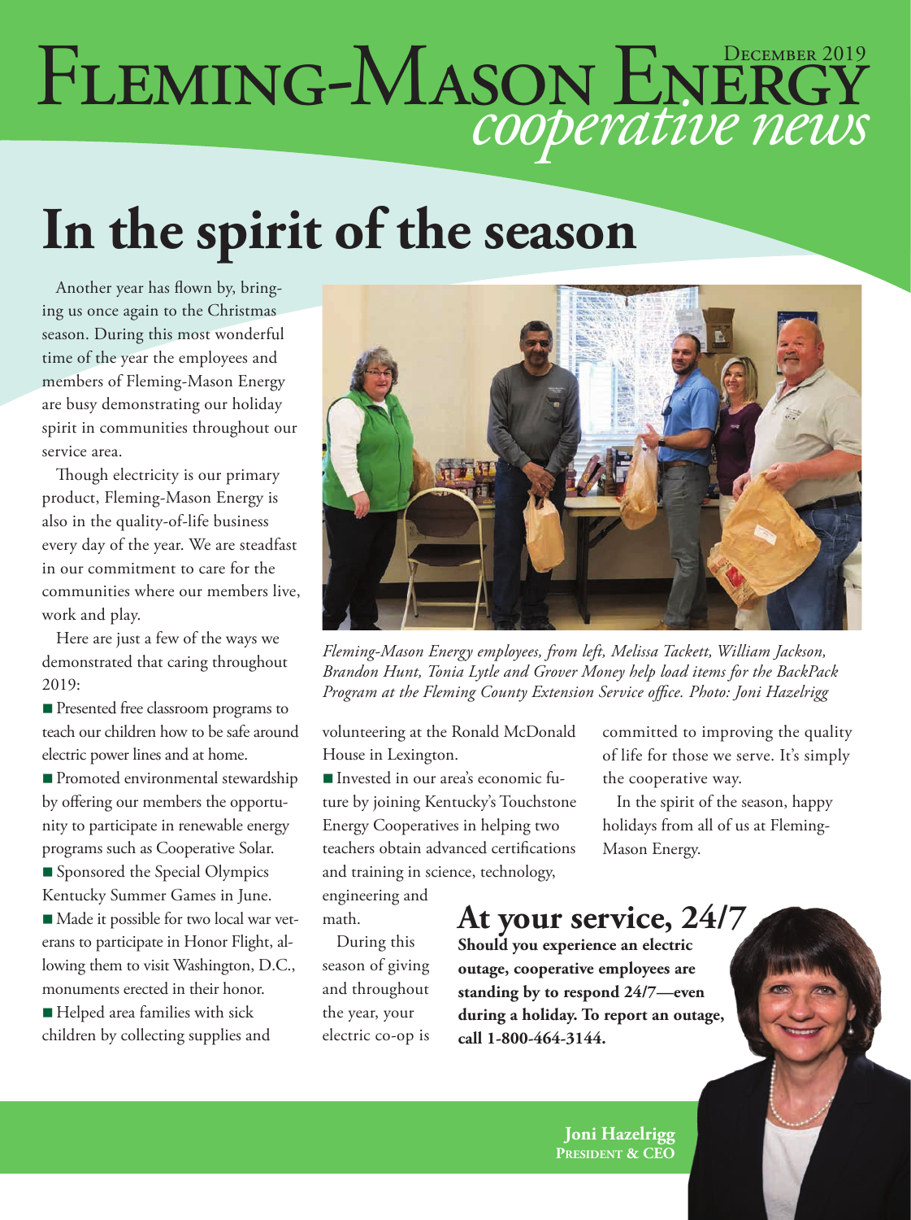# Fleming-Mason Energy *cooperative news*

December 2019

# In the spirit of the season

Another year has flown by, bringing us once again to the Christmas season. During this most wonderful time of the year the employees and members of Fleming-Mason Energy are busy demonstrating our holiday spirit in communities throughout our service area.

Though electricity is our primary product, Fleming-Mason Energy is also in the quality-of-life business every day of the year. We are steadfast in our commitment to care for the communities where our members live, work and play.

Here are just a few of the ways we demonstrated that caring throughout 2019:

- Presented free classroom programs to teach our children how to be safe around electric power lines and at home.
- Promoted environmental stewardship by offering our members the opportunity to participate in renewable energy programs such as Cooperative Solar.
- Sponsored the Special Olympics Kentucky Summer Games in June.
- Made it possible for two local war veterans to participate in Honor Flight, allowing them to visit Washington, D.C., monuments erected in their honor.
- Helped area families with sick children by collecting supplies and volunteering at the Ronald McDonald House in Lexington.
- Invested in our area's economic future by joining Kentucky's Touchstone Energy Cooperatives in helping two teachers obtain advanced certifications and training in science, technology, engineering and math.

*Fleming-Mason Energy employees, from left, Melissa Tackett, William Jackson, Brandon Hunt, Tonia Lytle and Grover Money help load items for the BackPack Program at the Fleming County Extension Service office. Photo: Joni Hazelrigg*

During this season of giving and throughout the year, your electric co-op is committed to improving the quality of life for those we serve. It's simply the cooperative way.

In the spirit of the season, happy holidays from all of us at Fleming-Mason Energy.

## At your service, 24/7

**Should you experience an electric outage, cooperative employees are standing by to respond 24/7—even during a holiday. To report an outage, call 1-800-464-3144.**

**Joni Hazelrigg**
**President & CEO**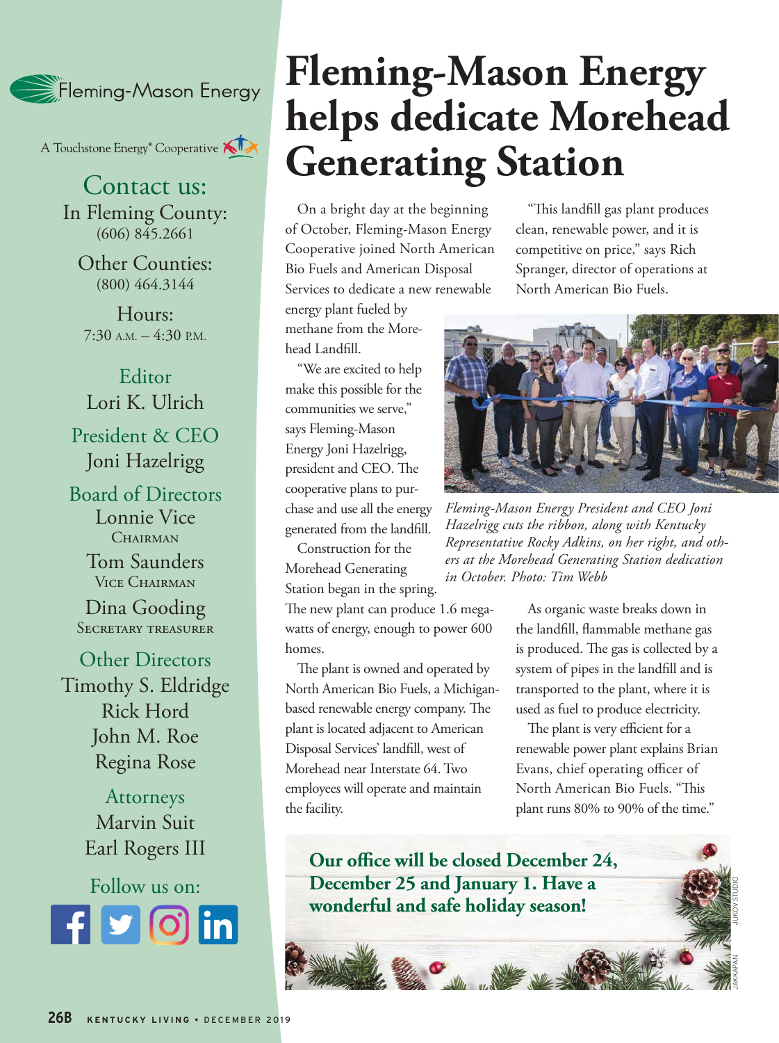Fleming-Mason Energy

A Touchstone Energy® Cooperative

## Contact us:

In Fleming County:
(606) 845.2661

Other Counties:
(800) 464.3144

Hours:
7:30 A.M. – 4:30 P.M.

**Editor**
Lori K. Ulrich

**President & CEO**
Joni Hazelrigg

**Board of Directors**
Lonnie Vice
Chairman

Tom Saunders
Vice Chairman

Dina Gooding
Secretary Treasurer

**Other Directors**
Timothy S. Eldridge
Rick Hord
John M. Roe
Regina Rose

**Attorneys**
Marvin Suit
Earl Rogers III

Follow us on:

# Fleming-Mason Energy helps dedicate Morehead Generating Station

On a bright day at the beginning of October, Fleming-Mason Energy Cooperative joined North American Bio Fuels and American Disposal Services to dedicate a new renewable energy plant fueled by methane from the Morehead Landfill.

"We are excited to help make this possible for the communities we serve," says Fleming-Mason Energy Joni Hazelrigg, president and CEO. The cooperative plans to purchase and use all the energy generated from the landfill.

Construction for the Morehead Generating Station began in the spring. The new plant can produce 1.6 megawatts of energy, enough to power 600 homes.

The plant is owned and operated by North American Bio Fuels, a Michigan-based renewable energy company. The plant is located adjacent to American Disposal Services' landfill, west of Morehead near Interstate 64. Two employees will operate and maintain the facility.

"This landfill gas plant produces clean, renewable power, and it is competitive on price," says Rich Spranger, director of operations at North American Bio Fuels.

*Fleming-Mason Energy President and CEO Joni Hazelrigg cuts the ribbon, along with Kentucky Representative Rocky Adkins, on her right, and others at the Morehead Generating Station dedication in October. Photo: Tim Webb*

As organic waste breaks down in the landfill, flammable methane gas is produced. The gas is collected by a system of pipes in the landfill and is transported to the plant, where it is used as fuel to produce electricity.

The plant is very efficient for a renewable power plant explains Brian Evans, chief operating officer of North American Bio Fuels. "This plant runs 80% to 90% of the time."

**Our office will be closed December 24, December 25 and January 1. Have a wonderful and safe holiday season!**

JUKOV STUDIO

JAKKAPAN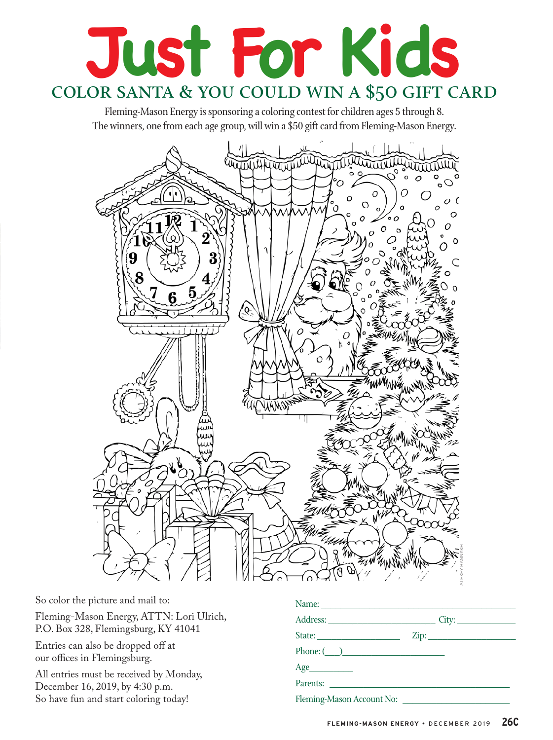# Just For Kids

## COLOR SANTA & YOU COULD WIN A $50 GIFT CARD

Fleming-Mason Energy is sponsoring a coloring contest for children ages 5 through 8. The winners, one from each age group, will win a $50 gift card from Fleming-Mason Energy.

ALEXEY BANNYKH

So color the picture and mail to:

Fleming-Mason Energy, ATTN: Lori Ulrich, P.O. Box 328, Flemingsburg, KY 41041

Entries can also be dropped off at our offices in Flemingsburg.

All entries must be received by Monday, December 16, 2019, by 4:30 p.m. So have fun and start coloring today!

Name: ______________________________

Address: ____________________ City: ____________

State: ______________ Zip: ______________

Phone: (___)____________________

Age________

Parents: ______________________________

Fleming-Mason Account No: ____________________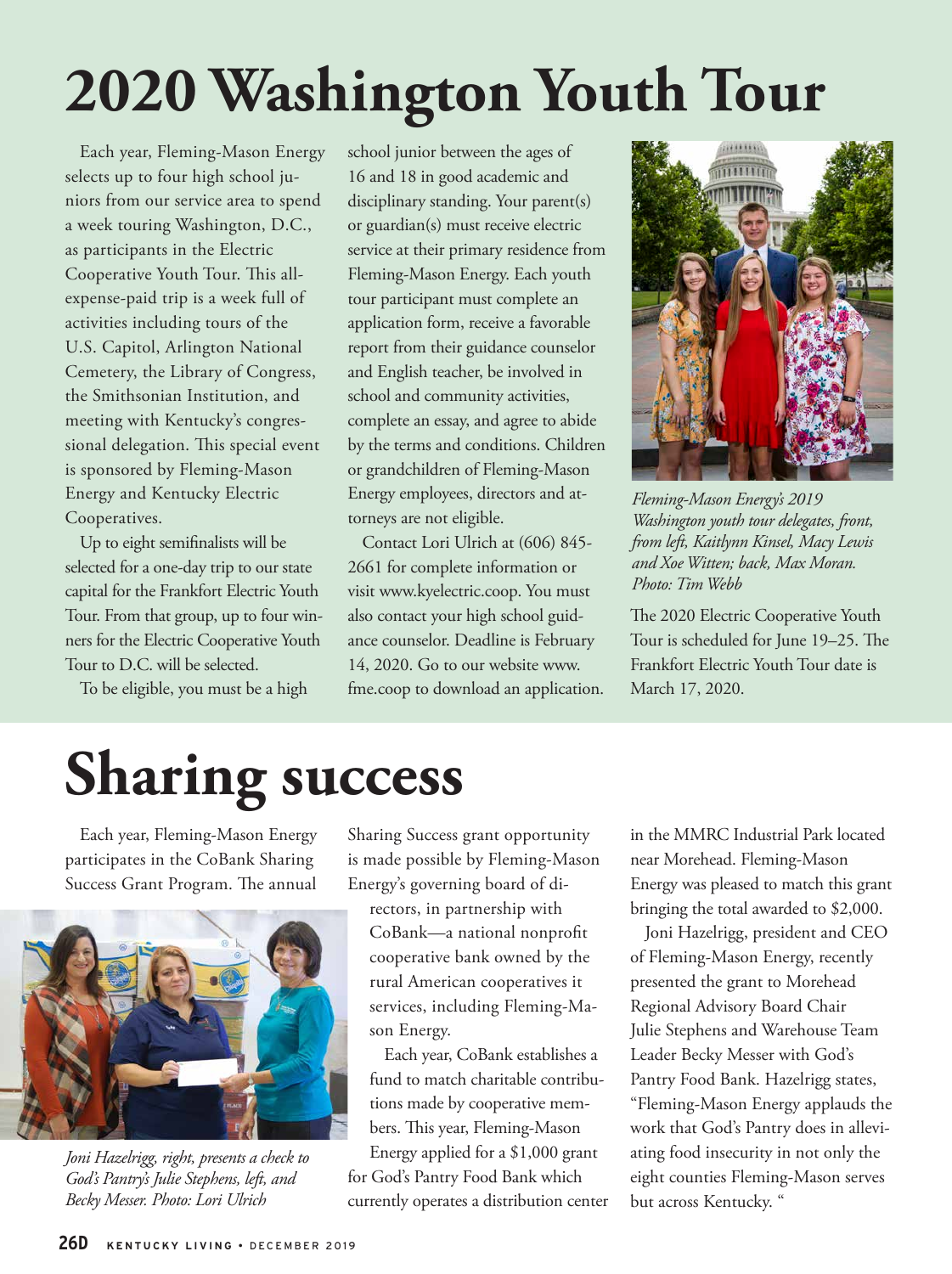# 2020 Washington Youth Tour

Each year, Fleming-Mason Energy selects up to four high school juniors from our service area to spend a week touring Washington, D.C., as participants in the Electric Cooperative Youth Tour. This all-expense-paid trip is a week full of activities including tours of the U.S. Capitol, Arlington National Cemetery, the Library of Congress, the Smithsonian Institution, and meeting with Kentucky's congressional delegation. This special event is sponsored by Fleming-Mason Energy and Kentucky Electric Cooperatives.

Up to eight semifinalists will be selected for a one-day trip to our state capital for the Frankfort Electric Youth Tour. From that group, up to four winners for the Electric Cooperative Youth Tour to D.C. will be selected.

To be eligible, you must be a high school junior between the ages of 16 and 18 in good academic and disciplinary standing. Your parent(s) or guardian(s) must receive electric service at their primary residence from Fleming-Mason Energy. Each youth tour participant must complete an application form, receive a favorable report from their guidance counselor and English teacher, be involved in school and community activities, complete an essay, and agree to abide by the terms and conditions. Children or grandchildren of Fleming-Mason Energy employees, directors and attorneys are not eligible.

Contact Lori Ulrich at (606) 845-2661 for complete information or visit www.kyelectric.coop. You must also contact your high school guidance counselor. Deadline is February 14, 2020. Go to our website www.fme.coop to download an application.

*Fleming-Mason Energy's 2019 Washington youth tour delegates, front, from left, Kaitlynn Kinsel, Macy Lewis and Xoe Witten; back, Max Moran. Photo: Tim Webb*

The 2020 Electric Cooperative Youth Tour is scheduled for June 19–25. The Frankfort Electric Youth Tour date is March 17, 2020.

# Sharing success

Each year, Fleming-Mason Energy participates in the CoBank Sharing Success Grant Program. The annual Sharing Success grant opportunity is made possible by Fleming-Mason Energy's governing board of directors, in partnership with CoBank—a national nonprofit cooperative bank owned by the rural American cooperatives it services, including Fleming-Mason Energy.

*Joni Hazelrigg, right, presents a check to God's Pantry's Julie Stephens, left, and Becky Messer. Photo: Lori Ulrich*

Each year, CoBank establishes a fund to match charitable contributions made by cooperative members. This year, Fleming-Mason Energy applied for a $1,000 grant for God's Pantry Food Bank which currently operates a distribution center in the MMRC Industrial Park located near Morehead. Fleming-Mason Energy was pleased to match this grant bringing the total awarded to $2,000.

Joni Hazelrigg, president and CEO of Fleming-Mason Energy, recently presented the grant to Morehead Regional Advisory Board Chair Julie Stephens and Warehouse Team Leader Becky Messer with God's Pantry Food Bank. Hazelrigg states, "Fleming-Mason Energy applauds the work that God's Pantry does in alleviating food insecurity in not only the eight counties Fleming-Mason serves but across Kentucky. "